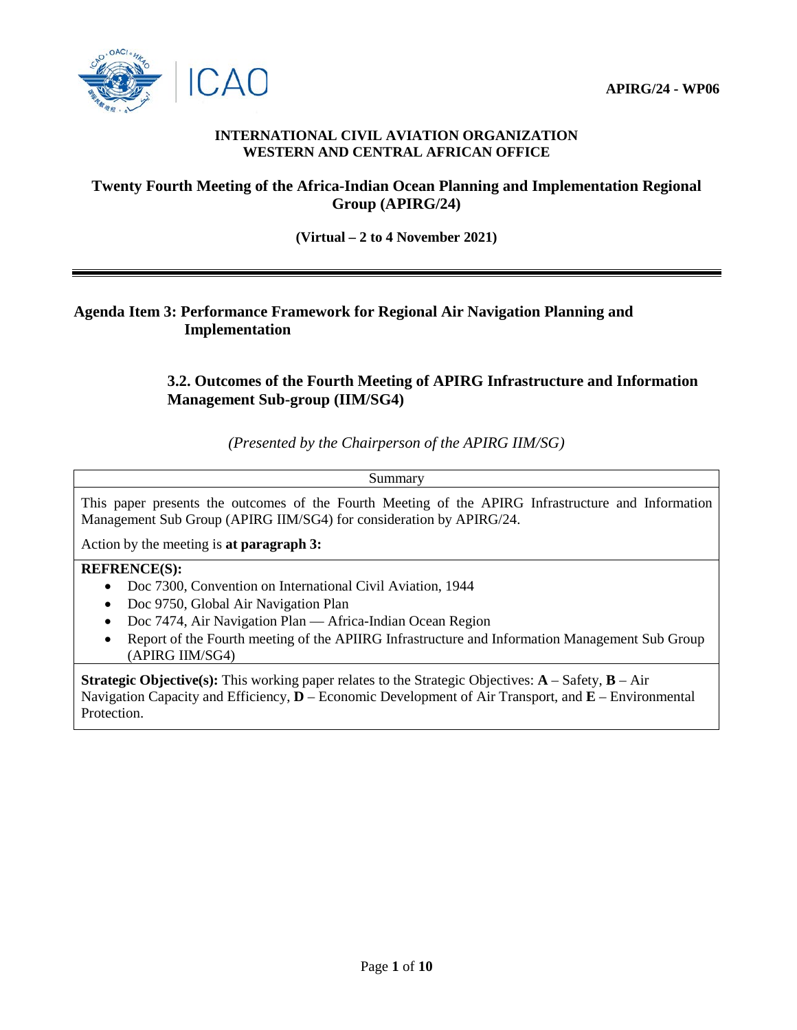**APIRG/24 - WP06**

**INTERNATIONAL CIVIL AVIATION ORGANIZATION**
**WESTERN AND CENTRAL AFRICAN OFFICE**

## Twenty Fourth Meeting of the Africa-Indian Ocean Planning and Implementation Regional Group (APIRG/24)

**(Virtual – 2 to 4 November 2021)**

---

### Agenda Item 3: Performance Framework for Regional Air Navigation Planning and Implementation

#### 3.2. Outcomes of the Fourth Meeting of APIRG Infrastructure and Information Management Sub-group (IIM/SG4)

*(Presented by the Chairperson of the APIRG IIM/SG)*

| Summary |
| --- |
| This paper presents the outcomes of the Fourth Meeting of the APIRG Infrastructure and Information Management Sub Group (APIRG IIM/SG4) for consideration by APIRG/24.<br><br>Action by the meeting is **at paragraph 3:** |
| **REFRENCE(S):**<br>• Doc 7300, Convention on International Civil Aviation, 1944<br>• Doc 9750, Global Air Navigation Plan<br>• Doc 7474, Air Navigation Plan — Africa-Indian Ocean Region<br>• Report of the Fourth meeting of the APIIRG Infrastructure and Information Management Sub Group (APIRG IIM/SG4) |
| **Strategic Objective(s):** This working paper relates to the Strategic Objectives: **A** – Safety, **B** – Air Navigation Capacity and Efficiency, **D** – Economic Development of Air Transport, and **E** – Environmental Protection. |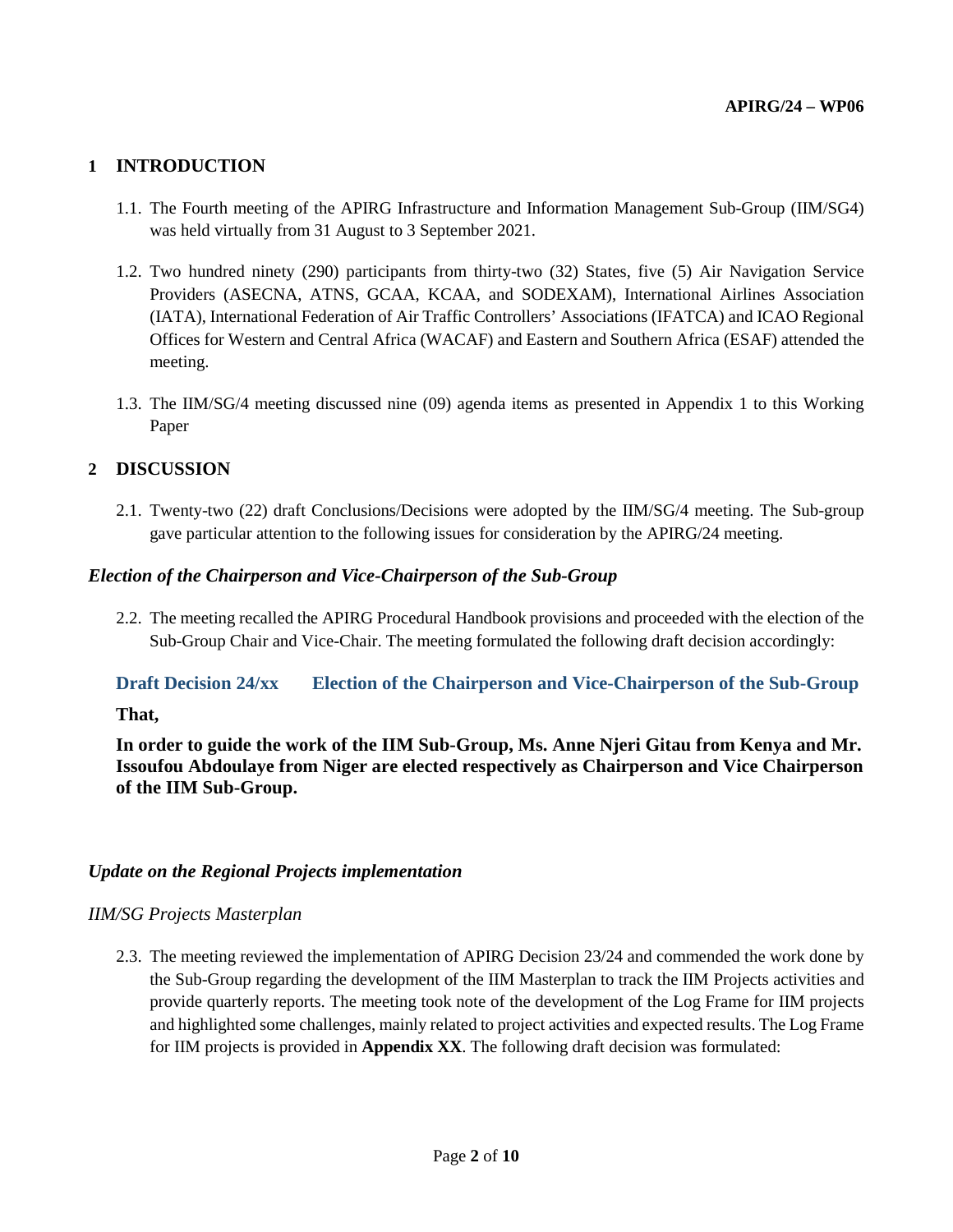## 1 INTRODUCTION

1.1. The Fourth meeting of the APIRG Infrastructure and Information Management Sub-Group (IIM/SG4) was held virtually from 31 August to 3 September 2021.

1.2. Two hundred ninety (290) participants from thirty-two (32) States, five (5) Air Navigation Service Providers (ASECNA, ATNS, GCAA, KCAA, and SODEXAM), International Airlines Association (IATA), International Federation of Air Traffic Controllers' Associations (IFATCA) and ICAO Regional Offices for Western and Central Africa (WACAF) and Eastern and Southern Africa (ESAF) attended the meeting.

1.3. The IIM/SG/4 meeting discussed nine (09) agenda items as presented in Appendix 1 to this Working Paper

## 2 DISCUSSION

2.1. Twenty-two (22) draft Conclusions/Decisions were adopted by the IIM/SG/4 meeting. The Sub-group gave particular attention to the following issues for consideration by the APIRG/24 meeting.

### *Election of the Chairperson and Vice-Chairperson of the Sub-Group*

2.2. The meeting recalled the APIRG Procedural Handbook provisions and proceeded with the election of the Sub-Group Chair and Vice-Chair. The meeting formulated the following draft decision accordingly:

**Draft Decision 24/xx Election of the Chairperson and Vice-Chairperson of the Sub-Group**

**That,**

**In order to guide the work of the IIM Sub-Group, Ms. Anne Njeri Gitau from Kenya and Mr. Issoufou Abdoulaye from Niger are elected respectively as Chairperson and Vice Chairperson of the IIM Sub-Group.**

### *Update on the Regional Projects implementation*

*IIM/SG Projects Masterplan*

2.3. The meeting reviewed the implementation of APIRG Decision 23/24 and commended the work done by the Sub-Group regarding the development of the IIM Masterplan to track the IIM Projects activities and provide quarterly reports. The meeting took note of the development of the Log Frame for IIM projects and highlighted some challenges, mainly related to project activities and expected results. The Log Frame for IIM projects is provided in **Appendix XX**. The following draft decision was formulated: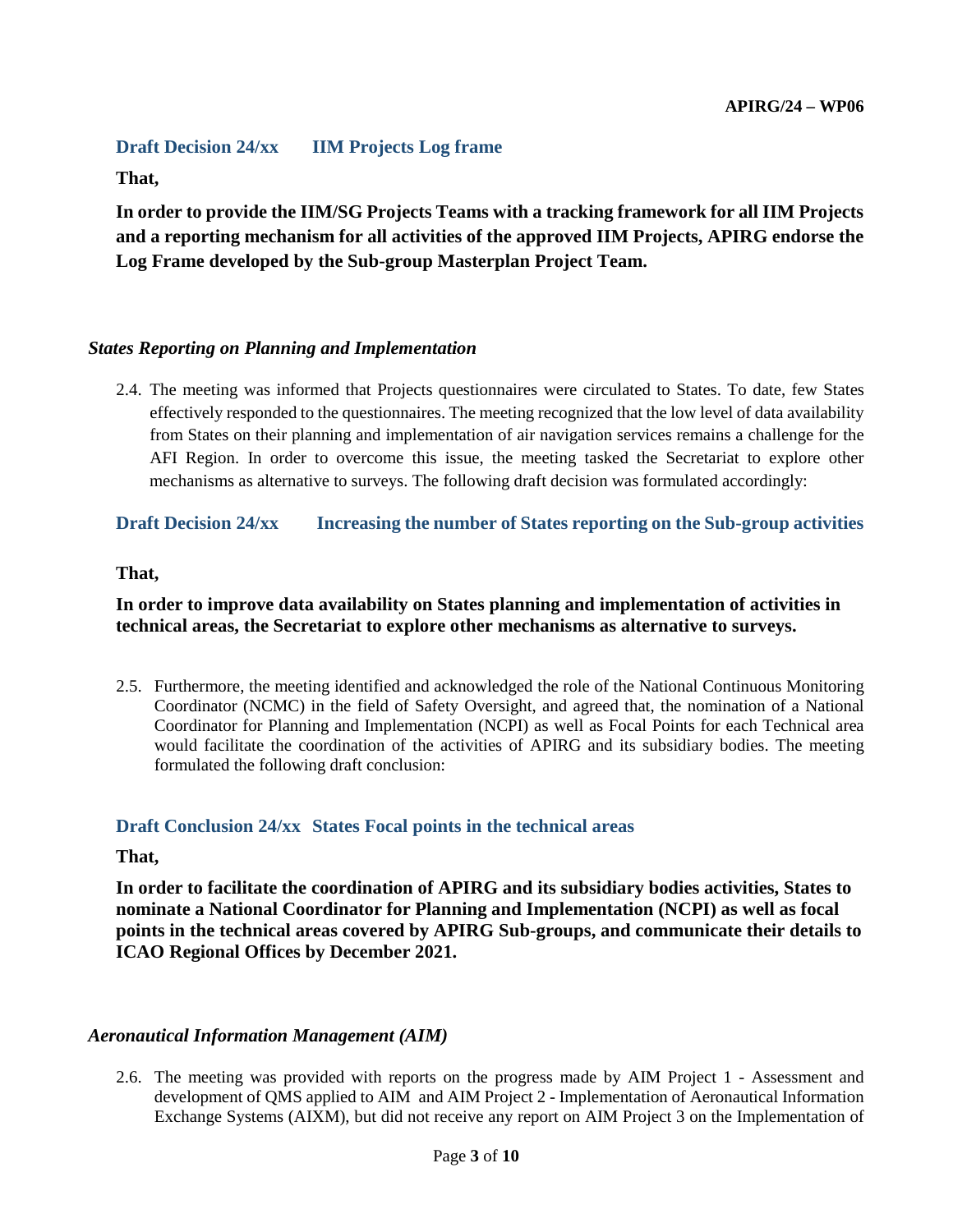**Draft Decision 24/xx IIM Projects Log frame**

**That,**

**In order to provide the IIM/SG Projects Teams with a tracking framework for all IIM Projects and a reporting mechanism for all activities of the approved IIM Projects, APIRG endorse the Log Frame developed by the Sub-group Masterplan Project Team.**

### *States Reporting on Planning and Implementation*

2.4. The meeting was informed that Projects questionnaires were circulated to States. To date, few States effectively responded to the questionnaires. The meeting recognized that the low level of data availability from States on their planning and implementation of air navigation services remains a challenge for the AFI Region. In order to overcome this issue, the meeting tasked the Secretariat to explore other mechanisms as alternative to surveys. The following draft decision was formulated accordingly:

**Draft Decision 24/xx Increasing the number of States reporting on the Sub-group activities**

**That,**

**In order to improve data availability on States planning and implementation of activities in technical areas, the Secretariat to explore other mechanisms as alternative to surveys.**

2.5. Furthermore, the meeting identified and acknowledged the role of the National Continuous Monitoring Coordinator (NCMC) in the field of Safety Oversight, and agreed that, the nomination of a National Coordinator for Planning and Implementation (NCPI) as well as Focal Points for each Technical area would facilitate the coordination of the activities of APIRG and its subsidiary bodies. The meeting formulated the following draft conclusion:

**Draft Conclusion 24/xx States Focal points in the technical areas**

**That,**

**In order to facilitate the coordination of APIRG and its subsidiary bodies activities, States to nominate a National Coordinator for Planning and Implementation (NCPI) as well as focal points in the technical areas covered by APIRG Sub-groups, and communicate their details to ICAO Regional Offices by December 2021.**

### *Aeronautical Information Management (AIM)*

2.6. The meeting was provided with reports on the progress made by AIM Project 1 - Assessment and development of QMS applied to AIM and AIM Project 2 - Implementation of Aeronautical Information Exchange Systems (AIXM), but did not receive any report on AIM Project 3 on the Implementation of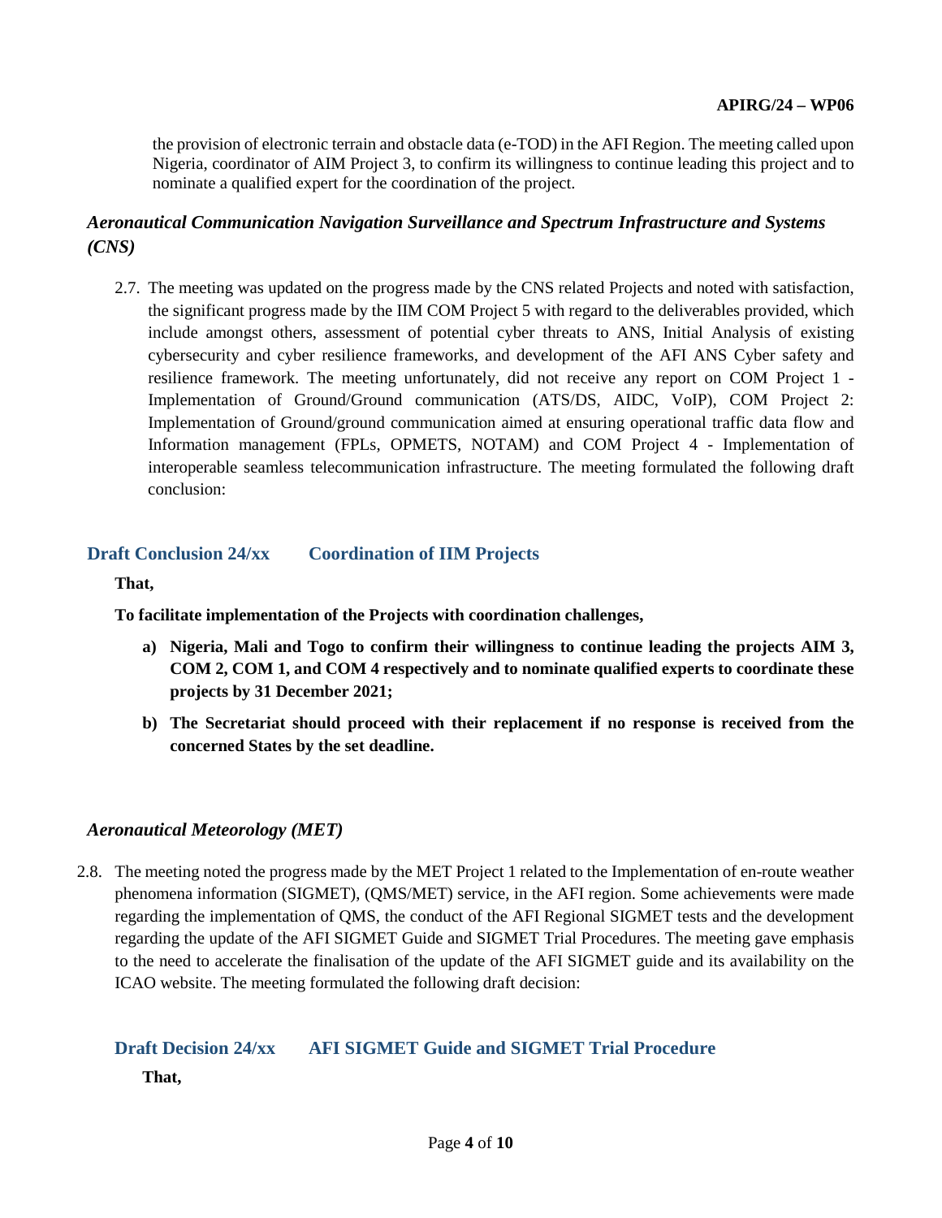the provision of electronic terrain and obstacle data (e-TOD) in the AFI Region. The meeting called upon Nigeria, coordinator of AIM Project 3, to confirm its willingness to continue leading this project and to nominate a qualified expert for the coordination of the project.

### *Aeronautical Communication Navigation Surveillance and Spectrum Infrastructure and Systems (CNS)*

2.7. The meeting was updated on the progress made by the CNS related Projects and noted with satisfaction, the significant progress made by the IIM COM Project 5 with regard to the deliverables provided, which include amongst others, assessment of potential cyber threats to ANS, Initial Analysis of existing cybersecurity and cyber resilience frameworks, and development of the AFI ANS Cyber safety and resilience framework. The meeting unfortunately, did not receive any report on COM Project 1 - Implementation of Ground/Ground communication (ATS/DS, AIDC, VoIP), COM Project 2: Implementation of Ground/ground communication aimed at ensuring operational traffic data flow and Information management (FPLs, OPMETS, NOTAM) and COM Project 4 - Implementation of interoperable seamless telecommunication infrastructure. The meeting formulated the following draft conclusion:

**Draft Conclusion 24/xx Coordination of IIM Projects**

**That,**

**To facilitate implementation of the Projects with coordination challenges,**

**a) Nigeria, Mali and Togo to confirm their willingness to continue leading the projects AIM 3, COM 2, COM 1, and COM 4 respectively and to nominate qualified experts to coordinate these projects by 31 December 2021;**

**b) The Secretariat should proceed with their replacement if no response is received from the concerned States by the set deadline.**

### *Aeronautical Meteorology (MET)*

2.8. The meeting noted the progress made by the MET Project 1 related to the Implementation of en-route weather phenomena information (SIGMET), (QMS/MET) service, in the AFI region. Some achievements were made regarding the implementation of QMS, the conduct of the AFI Regional SIGMET tests and the development regarding the update of the AFI SIGMET Guide and SIGMET Trial Procedures. The meeting gave emphasis to the need to accelerate the finalisation of the update of the AFI SIGMET guide and its availability on the ICAO website. The meeting formulated the following draft decision:

**Draft Decision 24/xx AFI SIGMET Guide and SIGMET Trial Procedure**

**That,**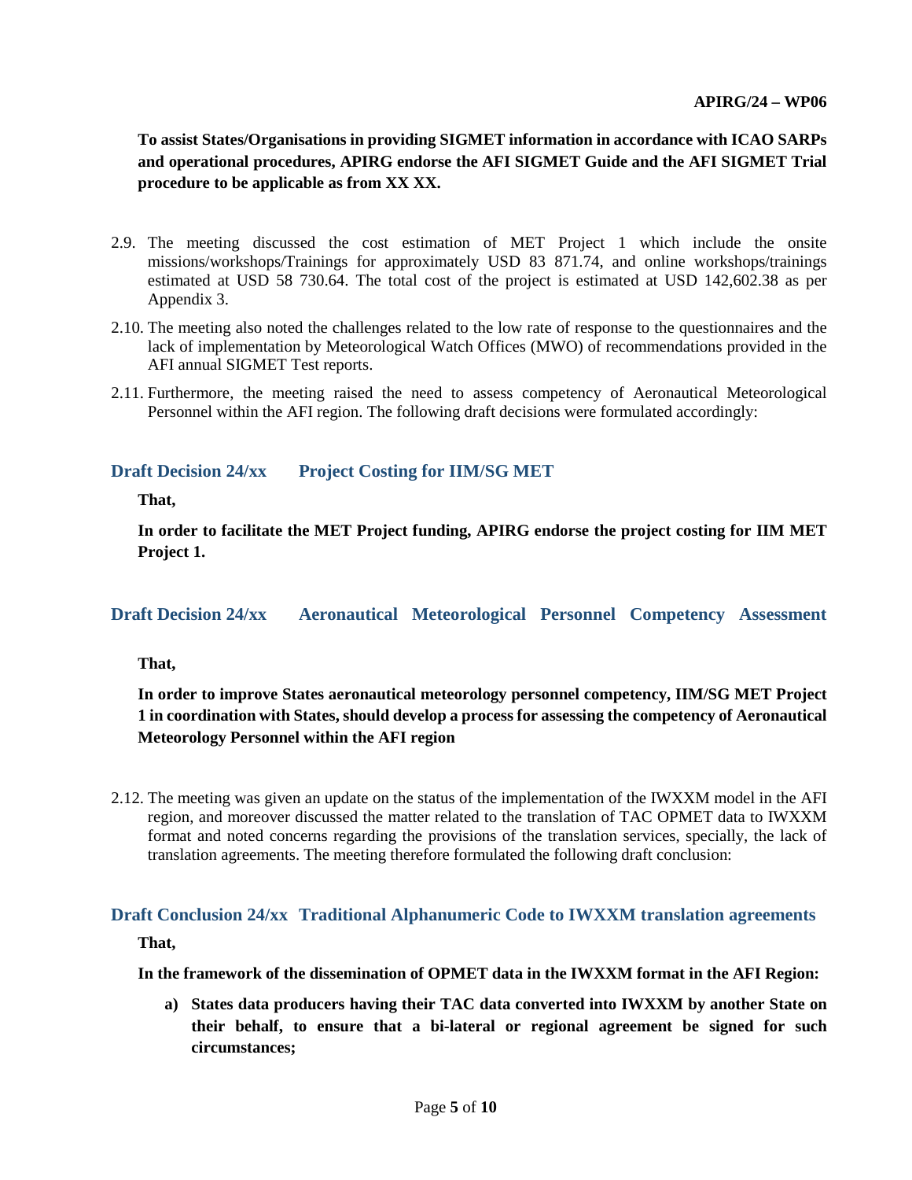**To assist States/Organisations in providing SIGMET information in accordance with ICAO SARPs and operational procedures, APIRG endorse the AFI SIGMET Guide and the AFI SIGMET Trial procedure to be applicable as from XX XX.**

2.9. The meeting discussed the cost estimation of MET Project 1 which include the onsite missions/workshops/Trainings for approximately USD 83 871.74, and online workshops/trainings estimated at USD 58 730.64. The total cost of the project is estimated at USD 142,602.38 as per Appendix 3.

2.10. The meeting also noted the challenges related to the low rate of response to the questionnaires and the lack of implementation by Meteorological Watch Offices (MWO) of recommendations provided in the AFI annual SIGMET Test reports.

2.11. Furthermore, the meeting raised the need to assess competency of Aeronautical Meteorological Personnel within the AFI region. The following draft decisions were formulated accordingly:

### Draft Decision 24/xx Project Costing for IIM/SG MET

**That,**

**In order to facilitate the MET Project funding, APIRG endorse the project costing for IIM MET Project 1.**

### Draft Decision 24/xx Aeronautical Meteorological Personnel Competency Assessment

**That,**

**In order to improve States aeronautical meteorology personnel competency, IIM/SG MET Project 1 in coordination with States, should develop a process for assessing the competency of Aeronautical Meteorology Personnel within the AFI region**

2.12. The meeting was given an update on the status of the implementation of the IWXXM model in the AFI region, and moreover discussed the matter related to the translation of TAC OPMET data to IWXXM format and noted concerns regarding the provisions of the translation services, specially, the lack of translation agreements. The meeting therefore formulated the following draft conclusion:

### Draft Conclusion 24/xx Traditional Alphanumeric Code to IWXXM translation agreements

**That,**

**In the framework of the dissemination of OPMET data in the IWXXM format in the AFI Region:**

**a) States data producers having their TAC data converted into IWXXM by another State on their behalf, to ensure that a bi-lateral or regional agreement be signed for such circumstances;**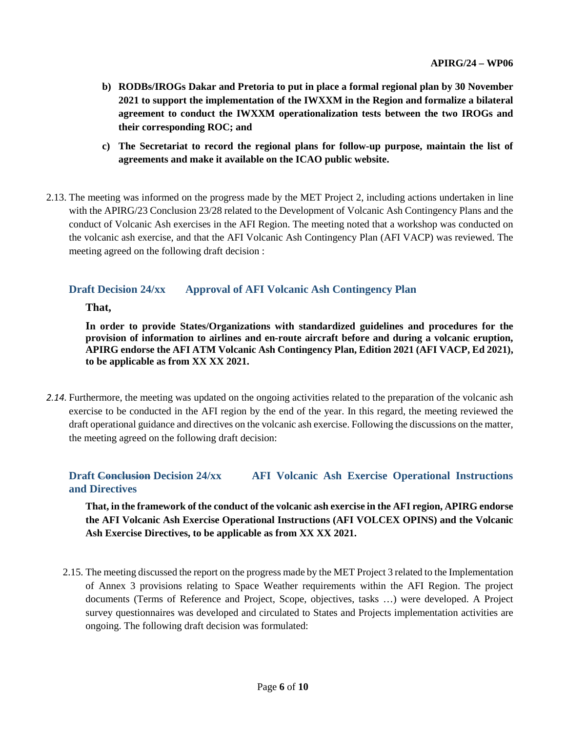**b) RODBs/IROGs Dakar and Pretoria to put in place a formal regional plan by 30 November 2021 to support the implementation of the IWXXM in the Region and formalize a bilateral agreement to conduct the IWXXM operationalization tests between the two IROGs and their corresponding ROC; and**

**c) The Secretariat to record the regional plans for follow-up purpose, maintain the list of agreements and make it available on the ICAO public website.**

2.13. The meeting was informed on the progress made by the MET Project 2, including actions undertaken in line with the APIRG/23 Conclusion 23/28 related to the Development of Volcanic Ash Contingency Plans and the conduct of Volcanic Ash exercises in the AFI Region. The meeting noted that a workshop was conducted on the volcanic ash exercise, and that the AFI Volcanic Ash Contingency Plan (AFI VACP) was reviewed. The meeting agreed on the following draft decision :

### Draft Decision 24/xx Approval of AFI Volcanic Ash Contingency Plan

**That,**

**In order to provide States/Organizations with standardized guidelines and procedures for the provision of information to airlines and en-route aircraft before and during a volcanic eruption, APIRG endorse the AFI ATM Volcanic Ash Contingency Plan, Edition 2021 (AFI VACP, Ed 2021), to be applicable as from XX XX 2021.**

*2.14.* Furthermore, the meeting was updated on the ongoing activities related to the preparation of the volcanic ash exercise to be conducted in the AFI region by the end of the year. In this regard, the meeting reviewed the draft operational guidance and directives on the volcanic ash exercise. Following the discussions on the matter, the meeting agreed on the following draft decision:

### Draft ~~Conclusion~~ Decision 24/xx AFI Volcanic Ash Exercise Operational Instructions and Directives

**That, in the framework of the conduct of the volcanic ash exercise in the AFI region, APIRG endorse the AFI Volcanic Ash Exercise Operational Instructions (AFI VOLCEX OPINS) and the Volcanic Ash Exercise Directives, to be applicable as from XX XX 2021.**

2.15. The meeting discussed the report on the progress made by the MET Project 3 related to the Implementation of Annex 3 provisions relating to Space Weather requirements within the AFI Region. The project documents (Terms of Reference and Project, Scope, objectives, tasks …) were developed. A Project survey questionnaires was developed and circulated to States and Projects implementation activities are ongoing. The following draft decision was formulated: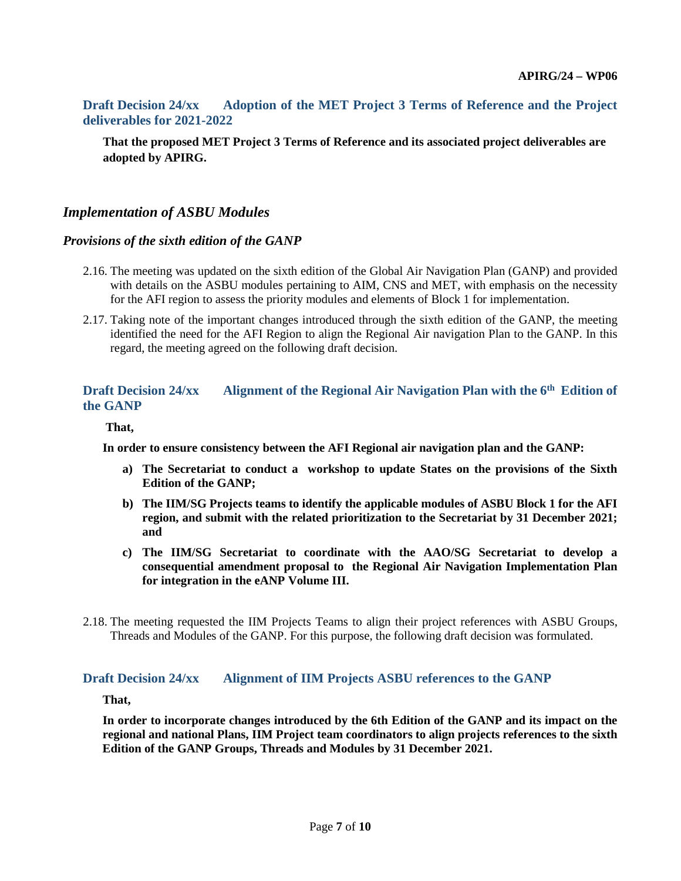**Draft Decision 24/xx Adoption of the MET Project 3 Terms of Reference and the Project deliverables for 2021-2022**

**That the proposed MET Project 3 Terms of Reference and its associated project deliverables are adopted by APIRG.**

## *Implementation of ASBU Modules*

### *Provisions of the sixth edition of the GANP*

2.16. The meeting was updated on the sixth edition of the Global Air Navigation Plan (GANP) and provided with details on the ASBU modules pertaining to AIM, CNS and MET, with emphasis on the necessity for the AFI region to assess the priority modules and elements of Block 1 for implementation.

2.17. Taking note of the important changes introduced through the sixth edition of the GANP, the meeting identified the need for the AFI Region to align the Regional Air navigation Plan to the GANP. In this regard, the meeting agreed on the following draft decision.

**Draft Decision 24/xx Alignment of the Regional Air Navigation Plan with the 6th Edition of the GANP**

**That,**

**In order to ensure consistency between the AFI Regional air navigation plan and the GANP:**

- **a) The Secretariat to conduct a workshop to update States on the provisions of the Sixth Edition of the GANP;**
- **b) The IIM/SG Projects teams to identify the applicable modules of ASBU Block 1 for the AFI region, and submit with the related prioritization to the Secretariat by 31 December 2021; and**
- **c) The IIM/SG Secretariat to coordinate with the AAO/SG Secretariat to develop a consequential amendment proposal to the Regional Air Navigation Implementation Plan for integration in the eANP Volume III.**

2.18. The meeting requested the IIM Projects Teams to align their project references with ASBU Groups, Threads and Modules of the GANP. For this purpose, the following draft decision was formulated.

**Draft Decision 24/xx Alignment of IIM Projects ASBU references to the GANP**

**That,**

**In order to incorporate changes introduced by the 6th Edition of the GANP and its impact on the regional and national Plans, IIM Project team coordinators to align projects references to the sixth Edition of the GANP Groups, Threads and Modules by 31 December 2021.**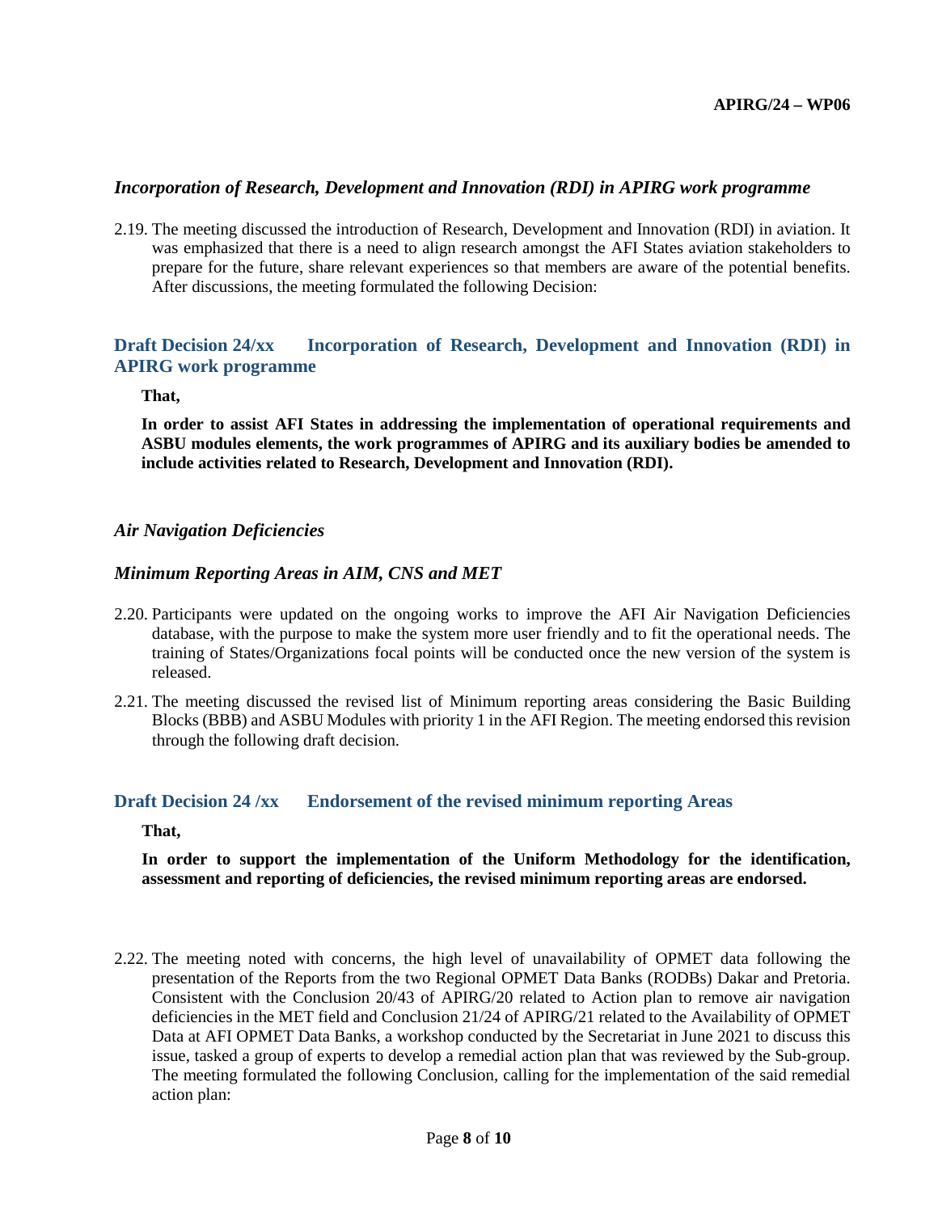*Incorporation of Research, Development and Innovation (RDI) in APIRG work programme*

2.19. The meeting discussed the introduction of Research, Development and Innovation (RDI) in aviation. It was emphasized that there is a need to align research amongst the AFI States aviation stakeholders to prepare for the future, share relevant experiences so that members are aware of the potential benefits. After discussions, the meeting formulated the following Decision:

### Draft Decision 24/xx Incorporation of Research, Development and Innovation (RDI) in APIRG work programme

**That,**

**In order to assist AFI States in addressing the implementation of operational requirements and ASBU modules elements, the work programmes of APIRG and its auxiliary bodies be amended to include activities related to Research, Development and Innovation (RDI).**

*Air Navigation Deficiencies*

*Minimum Reporting Areas in AIM, CNS and MET*

2.20. Participants were updated on the ongoing works to improve the AFI Air Navigation Deficiencies database, with the purpose to make the system more user friendly and to fit the operational needs. The training of States/Organizations focal points will be conducted once the new version of the system is released.

2.21. The meeting discussed the revised list of Minimum reporting areas considering the Basic Building Blocks (BBB) and ASBU Modules with priority 1 in the AFI Region. The meeting endorsed this revision through the following draft decision.

### Draft Decision 24 /xx Endorsement of the revised minimum reporting Areas

**That,**

**In order to support the implementation of the Uniform Methodology for the identification, assessment and reporting of deficiencies, the revised minimum reporting areas are endorsed.**

2.22. The meeting noted with concerns, the high level of unavailability of OPMET data following the presentation of the Reports from the two Regional OPMET Data Banks (RODBs) Dakar and Pretoria. Consistent with the Conclusion 20/43 of APIRG/20 related to Action plan to remove air navigation deficiencies in the MET field and Conclusion 21/24 of APIRG/21 related to the Availability of OPMET Data at AFI OPMET Data Banks, a workshop conducted by the Secretariat in June 2021 to discuss this issue, tasked a group of experts to develop a remedial action plan that was reviewed by the Sub-group. The meeting formulated the following Conclusion, calling for the implementation of the said remedial action plan: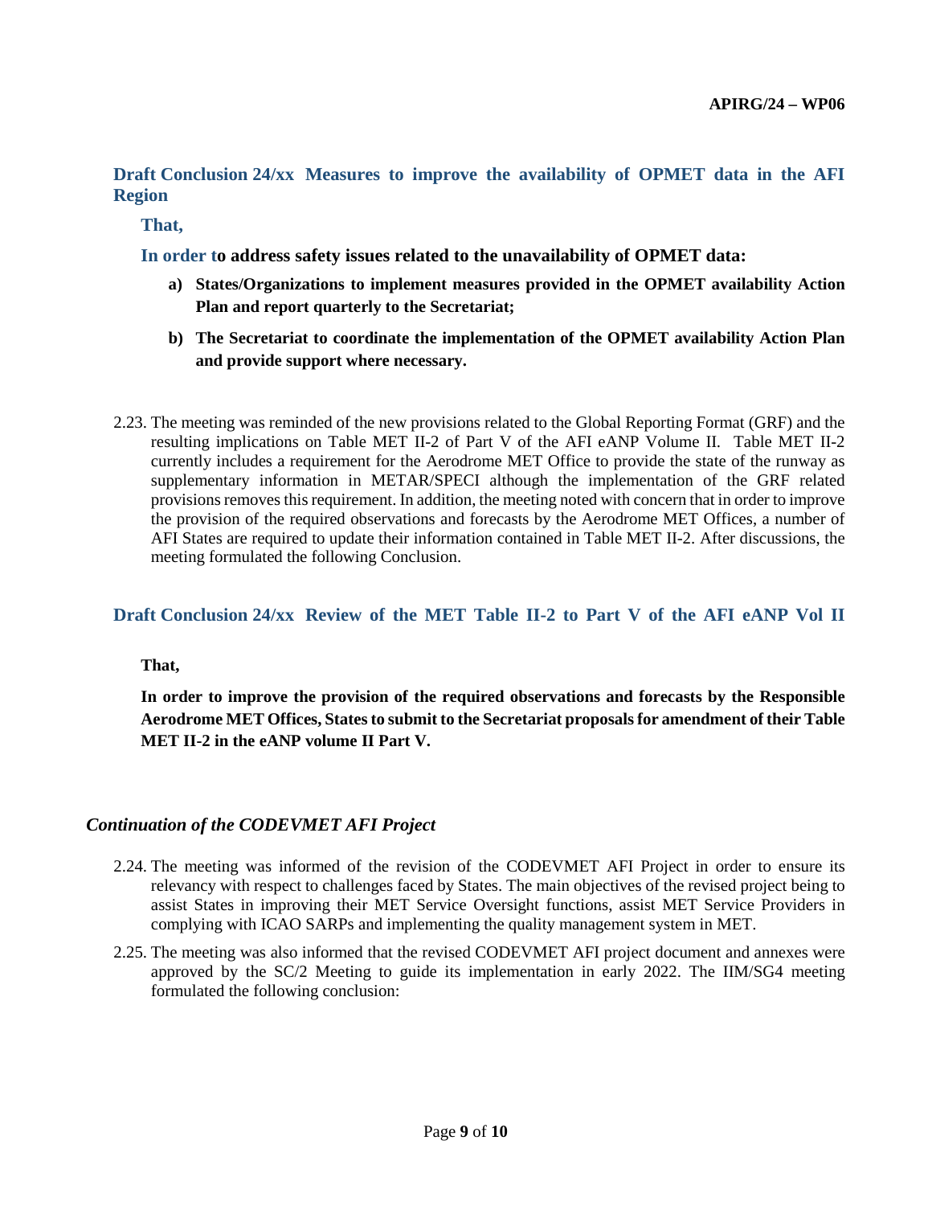### Draft Conclusion 24/xx Measures to improve the availability of OPMET data in the AFI Region

**That,**

**In order to address safety issues related to the unavailability of OPMET data:**

- **a) States/Organizations to implement measures provided in the OPMET availability Action Plan and report quarterly to the Secretariat;**
- **b) The Secretariat to coordinate the implementation of the OPMET availability Action Plan and provide support where necessary.**

2.23. The meeting was reminded of the new provisions related to the Global Reporting Format (GRF) and the resulting implications on Table MET II-2 of Part V of the AFI eANP Volume II. Table MET II-2 currently includes a requirement for the Aerodrome MET Office to provide the state of the runway as supplementary information in METAR/SPECI although the implementation of the GRF related provisions removes this requirement. In addition, the meeting noted with concern that in order to improve the provision of the required observations and forecasts by the Aerodrome MET Offices, a number of AFI States are required to update their information contained in Table MET II-2. After discussions, the meeting formulated the following Conclusion.

### Draft Conclusion 24/xx Review of the MET Table II-2 to Part V of the AFI eANP Vol II

**That,**

**In order to improve the provision of the required observations and forecasts by the Responsible Aerodrome MET Offices, States to submit to the Secretariat proposals for amendment of their Table MET II-2 in the eANP volume II Part V.**

### *Continuation of the CODEVMET AFI Project*

2.24. The meeting was informed of the revision of the CODEVMET AFI Project in order to ensure its relevancy with respect to challenges faced by States. The main objectives of the revised project being to assist States in improving their MET Service Oversight functions, assist MET Service Providers in complying with ICAO SARPs and implementing the quality management system in MET.

2.25. The meeting was also informed that the revised CODEVMET AFI project document and annexes were approved by the SC/2 Meeting to guide its implementation in early 2022. The IIM/SG4 meeting formulated the following conclusion: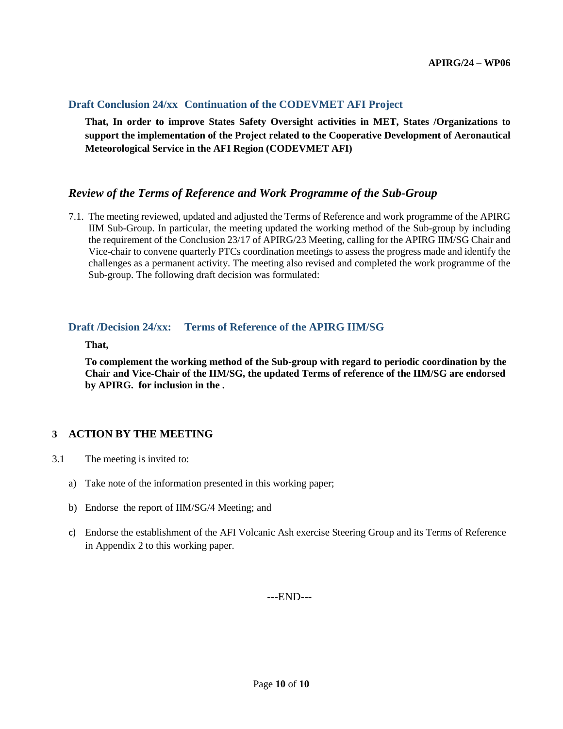### Draft Conclusion 24/xx Continuation of the CODEVMET AFI Project

**That, In order to improve States Safety Oversight activities in MET, States /Organizations to support the implementation of the Project related to the Cooperative Development of Aeronautical Meteorological Service in the AFI Region (CODEVMET AFI)**

## *Review of the Terms of Reference and Work Programme of the Sub-Group*

7.1. The meeting reviewed, updated and adjusted the Terms of Reference and work programme of the APIRG IIM Sub-Group. In particular, the meeting updated the working method of the Sub-group by including the requirement of the Conclusion 23/17 of APIRG/23 Meeting, calling for the APIRG IIM/SG Chair and Vice-chair to convene quarterly PTCs coordination meetings to assess the progress made and identify the challenges as a permanent activity. The meeting also revised and completed the work programme of the Sub-group. The following draft decision was formulated:

### Draft /Decision 24/xx: Terms of Reference of the APIRG IIM/SG

**That,**

**To complement the working method of the Sub-group with regard to periodic coordination by the Chair and Vice-Chair of the IIM/SG, the updated Terms of reference of the IIM/SG are endorsed by APIRG. for inclusion in the .**

## 3 ACTION BY THE MEETING

3.1 The meeting is invited to:

a) Take note of the information presented in this working paper;

b) Endorse the report of IIM/SG/4 Meeting; and

c) Endorse the establishment of the AFI Volcanic Ash exercise Steering Group and its Terms of Reference in Appendix 2 to this working paper.

---END---